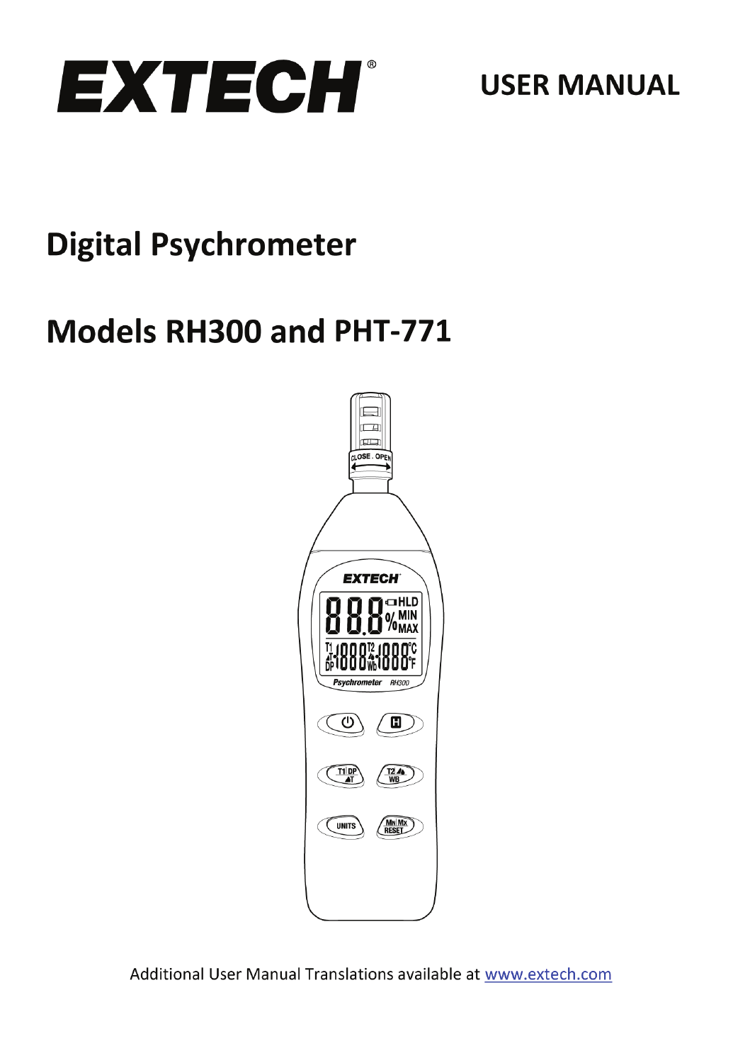# EXTECH®

**USER MANUAL**

# Digital Psychrometer

# Models RH300 and PHT-771

Additional User Manual Translations available at www.extech.com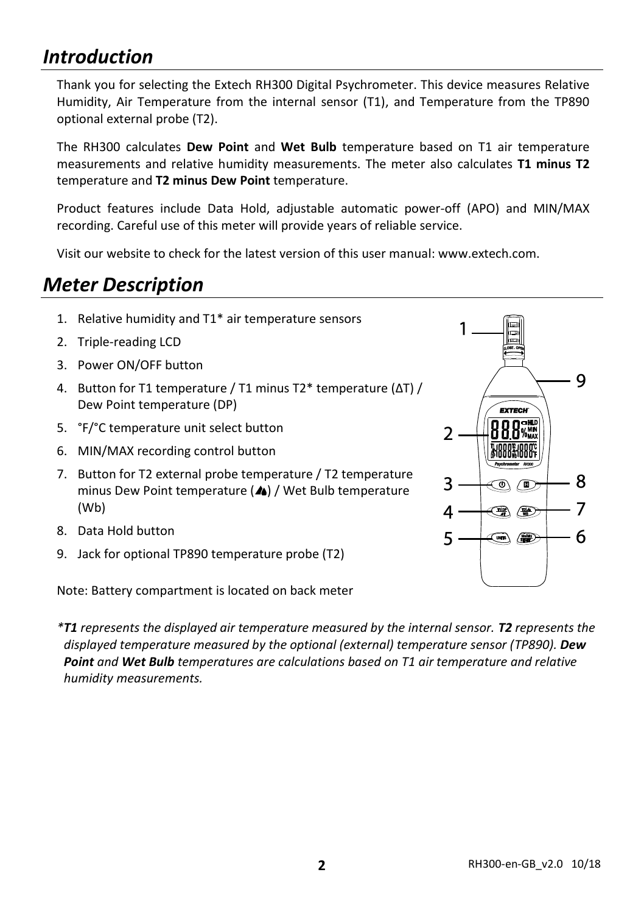# Introduction

Thank you for selecting the Extech RH300 Digital Psychrometer. This device measures Relative Humidity, Air Temperature from the internal sensor (T1), and Temperature from the TP890 optional external probe (T2).

The RH300 calculates **Dew Point** and **Wet Bulb** temperature based on T1 air temperature measurements and relative humidity measurements. The meter also calculates **T1 minus T2** temperature and **T2 minus Dew Point** temperature.

Product features include Data Hold, adjustable automatic power-off (APO) and MIN/MAX recording. Careful use of this meter will provide years of reliable service.

Visit our website to check for the latest version of this user manual: www.extech.com.

# Meter Description

1. Relative humidity and T1* air temperature sensors
2. Triple-reading LCD
3. Power ON/OFF button
4. Button for T1 temperature / T1 minus T2* temperature (ΔT) / Dew Point temperature (DP)
5. °F/°C temperature unit select button
6. MIN/MAX recording control button
7. Button for T2 external probe temperature / T2 temperature minus Dew Point temperature (▲▲) / Wet Bulb temperature (Wb)
8. Data Hold button
9. Jack for optional TP890 temperature probe (T2)

Note: Battery compartment is located on back meter

*\*__T1__ represents the displayed air temperature measured by the internal sensor. __T2__ represents the displayed temperature measured by the optional (external) temperature sensor (TP890). __Dew Point__ and __Wet Bulb__ temperatures are calculations based on T1 air temperature and relative humidity measurements.*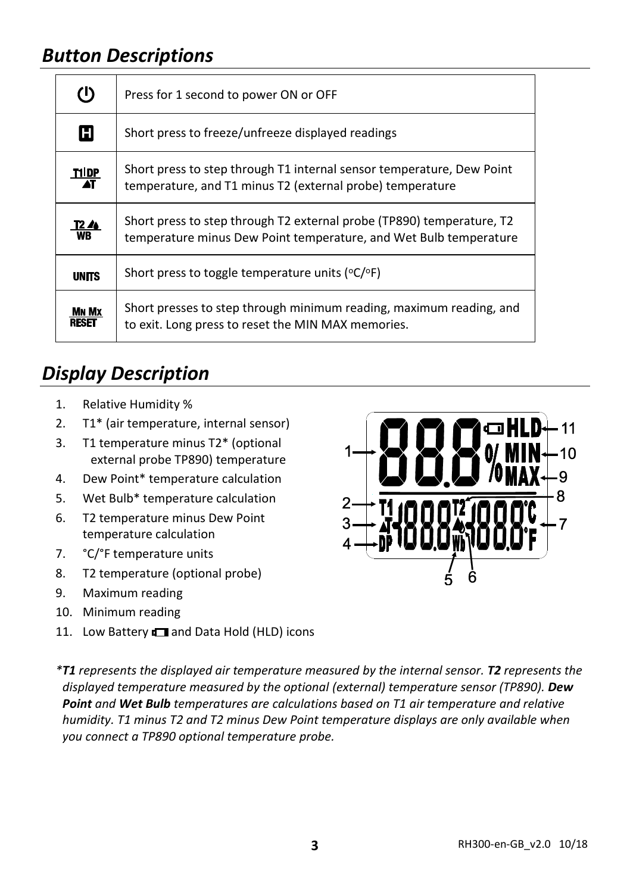## *Button Descriptions*

| | |
|---|---|
| ⏻ | Press for 1 second to power ON or OFF |
| H | Short press to freeze/unfreeze displayed readings |
| T1/DP ΔT | Short press to step through T1 internal sensor temperature, Dew Point temperature, and T1 minus T2 (external probe) temperature |
| T2 ▲ WB | Short press to step through T2 external probe (TP890) temperature, T2 temperature minus Dew Point temperature, and Wet Bulb temperature |
| UNITS | Short press to toggle temperature units (ºC/ºF) |
| MN MX RESET | Short presses to step through minimum reading, maximum reading, and to exit. Long press to reset the MIN MAX memories. |

## *Display Description*

1. Relative Humidity %
2. T1* (air temperature, internal sensor)
3. T1 temperature minus T2* (optional external probe TP890) temperature
4. Dew Point* temperature calculation
5. Wet Bulb* temperature calculation
6. T2 temperature minus Dew Point temperature calculation
7. °C/°F temperature units
8. T2 temperature (optional probe)
9. Maximum reading
10. Minimum reading
11. Low Battery and Data Hold (HLD) icons

**T1* represents the displayed air temperature measured by the internal sensor. ***T2*** represents the displayed temperature measured by the optional (external) temperature sensor (TP890). ***Dew Point*** and ***Wet Bulb*** temperatures are calculations based on T1 air temperature and relative humidity. T1 minus T2 and T2 minus Dew Point temperature displays are only available when you connect a TP890 optional temperature probe.*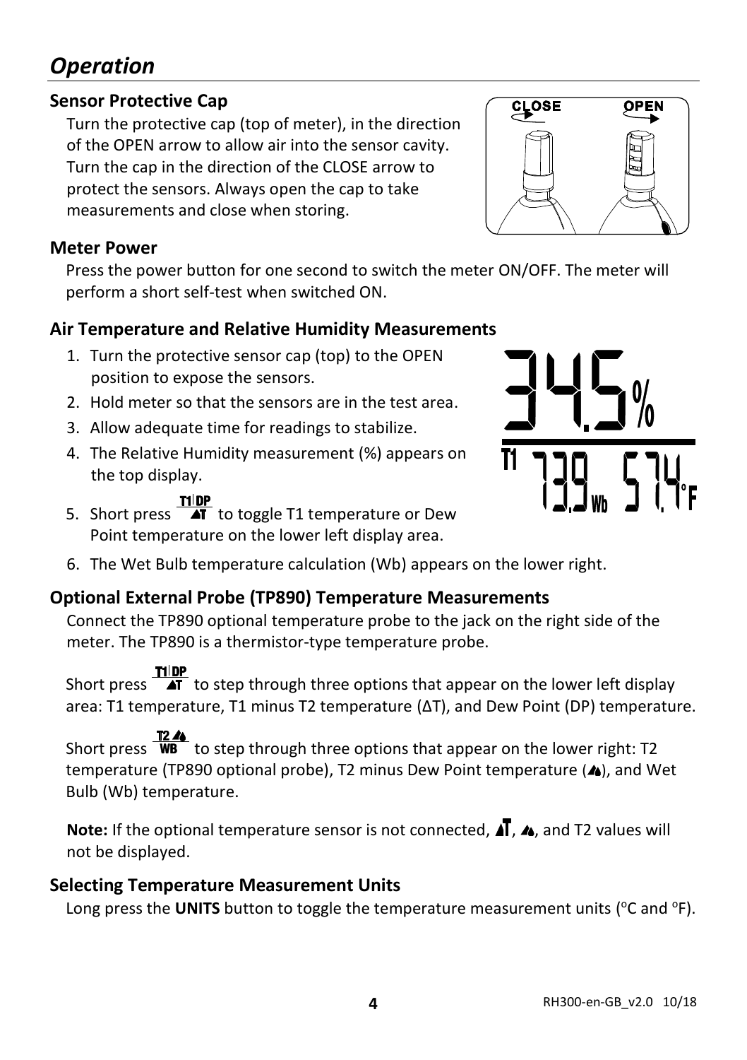# Operation

### Sensor Protective Cap

Turn the protective cap (top of meter), in the direction of the OPEN arrow to allow air into the sensor cavity. Turn the cap in the direction of the CLOSE arrow to protect the sensors. Always open the cap to take measurements and close when storing.

### Meter Power

Press the power button for one second to switch the meter ON/OFF. The meter will perform a short self-test when switched ON.

### Air Temperature and Relative Humidity Measurements

1. Turn the protective sensor cap (top) to the OPEN position to expose the sensors.
2. Hold meter so that the sensors are in the test area.
3. Allow adequate time for readings to stabilize.
4. The Relative Humidity measurement (%) appears on the top display.
5. Short press T1|DP ΔT to toggle T1 temperature or Dew Point temperature on the lower left display area.
6. The Wet Bulb temperature calculation (Wb) appears on the lower right.

### Optional External Probe (TP890) Temperature Measurements

Connect the TP890 optional temperature probe to the jack on the right side of the meter. The TP890 is a thermistor-type temperature probe.

Short press T1|DP ΔT to step through three options that appear on the lower left display area: T1 temperature, T1 minus T2 temperature (ΔT), and Dew Point (DP) temperature.

Short press T2 WB to step through three options that appear on the lower right: T2 temperature (TP890 optional probe), T2 minus Dew Point temperature, and Wet Bulb (Wb) temperature.

**Note:** If the optional temperature sensor is not connected, ΔT, and T2 values will not be displayed.

### Selecting Temperature Measurement Units

Long press the **UNITS** button to toggle the temperature measurement units ($^{o}$C and $^{o}$F).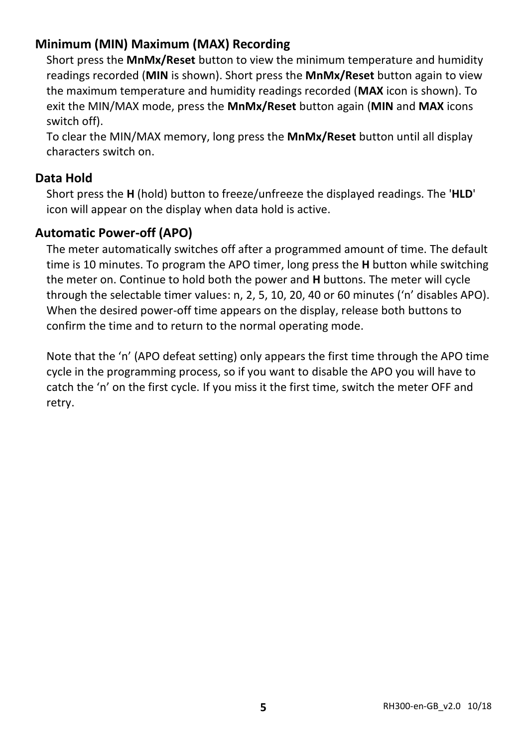## Minimum (MIN) Maximum (MAX) Recording

Short press the **MnMx/Reset** button to view the minimum temperature and humidity readings recorded (**MIN** is shown). Short press the **MnMx/Reset** button again to view the maximum temperature and humidity readings recorded (**MAX** icon is shown). To exit the MIN/MAX mode, press the **MnMx/Reset** button again (**MIN** and **MAX** icons switch off).

To clear the MIN/MAX memory, long press the **MnMx/Reset** button until all display characters switch on.

## Data Hold

Short press the **H** (hold) button to freeze/unfreeze the displayed readings. The '**HLD**' icon will appear on the display when data hold is active.

## Automatic Power-off (APO)

The meter automatically switches off after a programmed amount of time. The default time is 10 minutes. To program the APO timer, long press the **H** button while switching the meter on. Continue to hold both the power and **H** buttons. The meter will cycle through the selectable timer values: n, 2, 5, 10, 20, 40 or 60 minutes ('n' disables APO). When the desired power-off time appears on the display, release both buttons to confirm the time and to return to the normal operating mode.

Note that the 'n' (APO defeat setting) only appears the first time through the APO time cycle in the programming process, so if you want to disable the APO you will have to catch the 'n' on the first cycle. If you miss it the first time, switch the meter OFF and retry.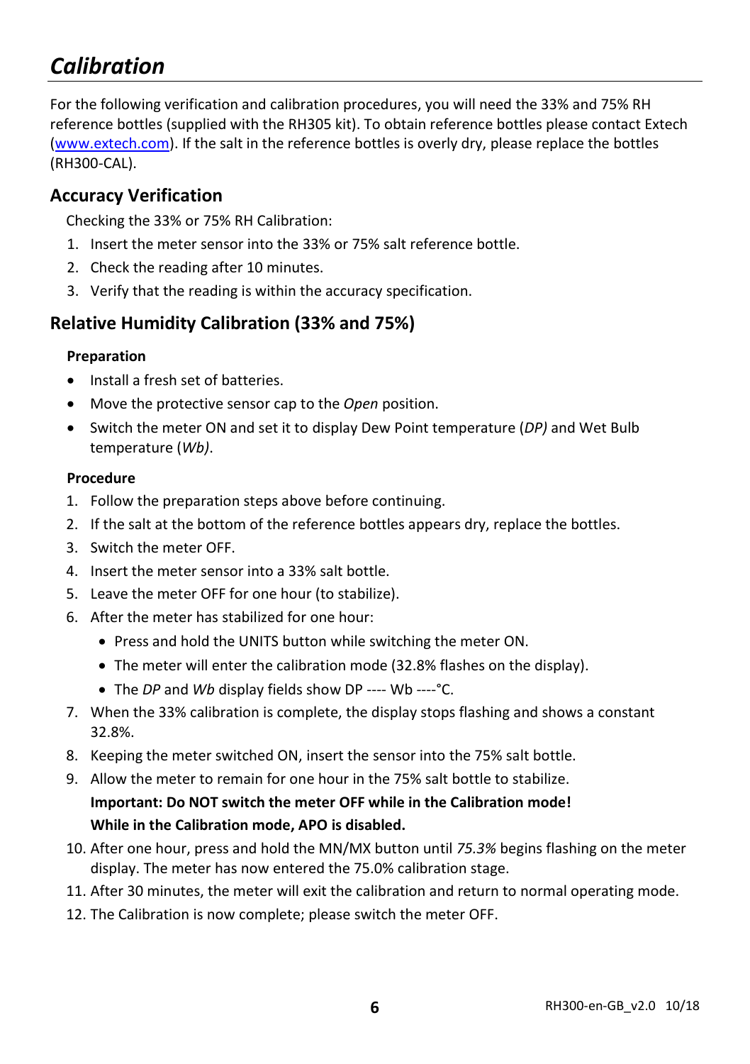# *Calibration*

For the following verification and calibration procedures, you will need the 33% and 75% RH reference bottles (supplied with the RH305 kit). To obtain reference bottles please contact Extech ([www.extech.com](www.extech.com)). If the salt in the reference bottles is overly dry, please replace the bottles (RH300-CAL).

## Accuracy Verification

Checking the 33% or 75% RH Calibration:

1. Insert the meter sensor into the 33% or 75% salt reference bottle.
2. Check the reading after 10 minutes.
3. Verify that the reading is within the accuracy specification.

## Relative Humidity Calibration (33% and 75%)

### Preparation

- Install a fresh set of batteries.
- Move the protective sensor cap to the *Open* position.
- Switch the meter ON and set it to display Dew Point temperature (*DP)* and Wet Bulb temperature (*Wb)*.

### Procedure

1. Follow the preparation steps above before continuing.
2. If the salt at the bottom of the reference bottles appears dry, replace the bottles.
3. Switch the meter OFF.
4. Insert the meter sensor into a 33% salt bottle.
5. Leave the meter OFF for one hour (to stabilize).
6. After the meter has stabilized for one hour:
   - Press and hold the UNITS button while switching the meter ON.
   - The meter will enter the calibration mode (32.8% flashes on the display).
   - The *DP* and *Wb* display fields show DP ---- Wb ----°C.
7. When the 33% calibration is complete, the display stops flashing and shows a constant 32.8%.
8. Keeping the meter switched ON, insert the sensor into the 75% salt bottle.
9. Allow the meter to remain for one hour in the 75% salt bottle to stabilize.

   **Important: Do NOT switch the meter OFF while in the Calibration mode!**
   **While in the Calibration mode, APO is disabled.**
10. After one hour, press and hold the MN/MX button until *75.3%* begins flashing on the meter display. The meter has now entered the 75.0% calibration stage.
11. After 30 minutes, the meter will exit the calibration and return to normal operating mode.
12. The Calibration is now complete; please switch the meter OFF.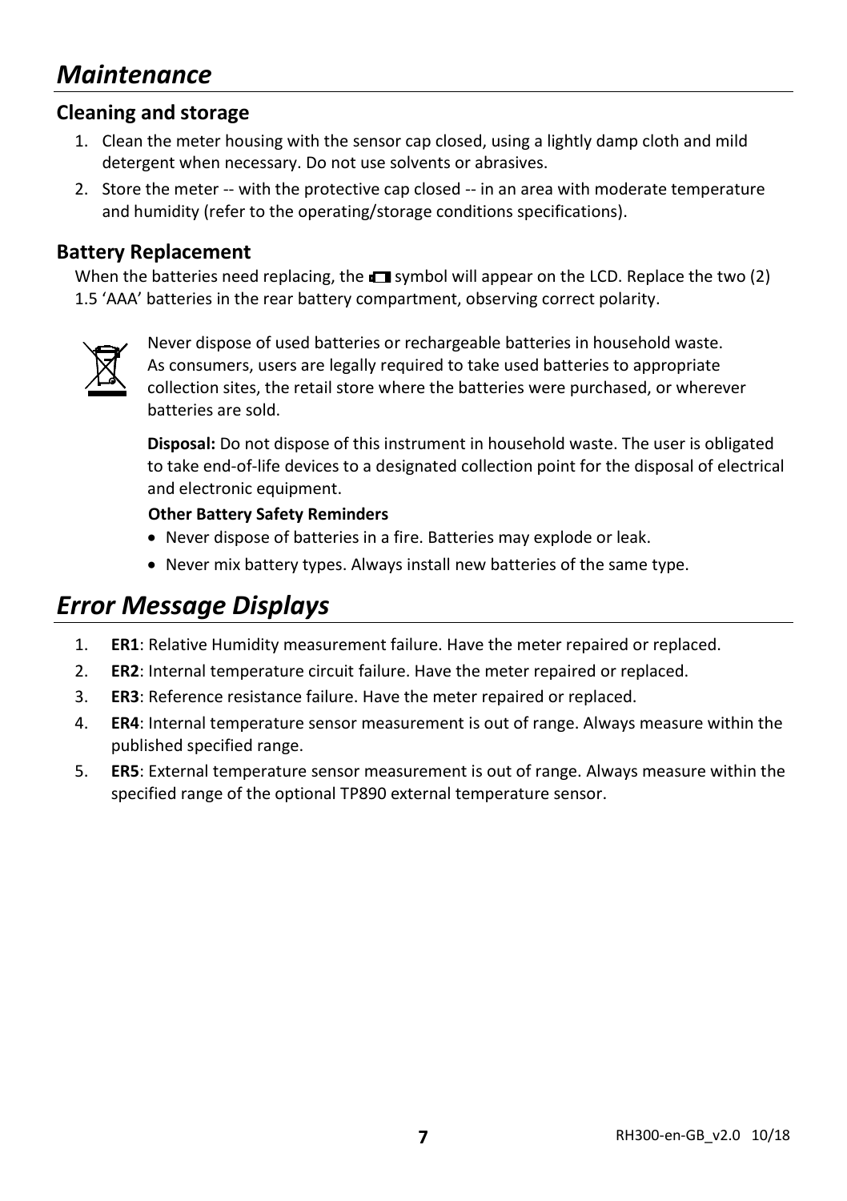# *Maintenance*

## Cleaning and storage

1. Clean the meter housing with the sensor cap closed, using a lightly damp cloth and mild detergent when necessary. Do not use solvents or abrasives.
2. Store the meter -- with the protective cap closed -- in an area with moderate temperature and humidity (refer to the operating/storage conditions specifications).

## Battery Replacement

When the batteries need replacing, the battery symbol will appear on the LCD. Replace the two (2) 1.5 'AAA' batteries in the rear battery compartment, observing correct polarity.

Never dispose of used batteries or rechargeable batteries in household waste. As consumers, users are legally required to take used batteries to appropriate collection sites, the retail store where the batteries were purchased, or wherever batteries are sold.

**Disposal:** Do not dispose of this instrument in household waste. The user is obligated to take end-of-life devices to a designated collection point for the disposal of electrical and electronic equipment.

**Other Battery Safety Reminders**

- Never dispose of batteries in a fire. Batteries may explode or leak.
- Never mix battery types. Always install new batteries of the same type.

# *Error Message Displays*

1. **ER1**: Relative Humidity measurement failure. Have the meter repaired or replaced.
2. **ER2**: Internal temperature circuit failure. Have the meter repaired or replaced.
3. **ER3**: Reference resistance failure. Have the meter repaired or replaced.
4. **ER4**: Internal temperature sensor measurement is out of range. Always measure within the published specified range.
5. **ER5**: External temperature sensor measurement is out of range. Always measure within the specified range of the optional TP890 external temperature sensor.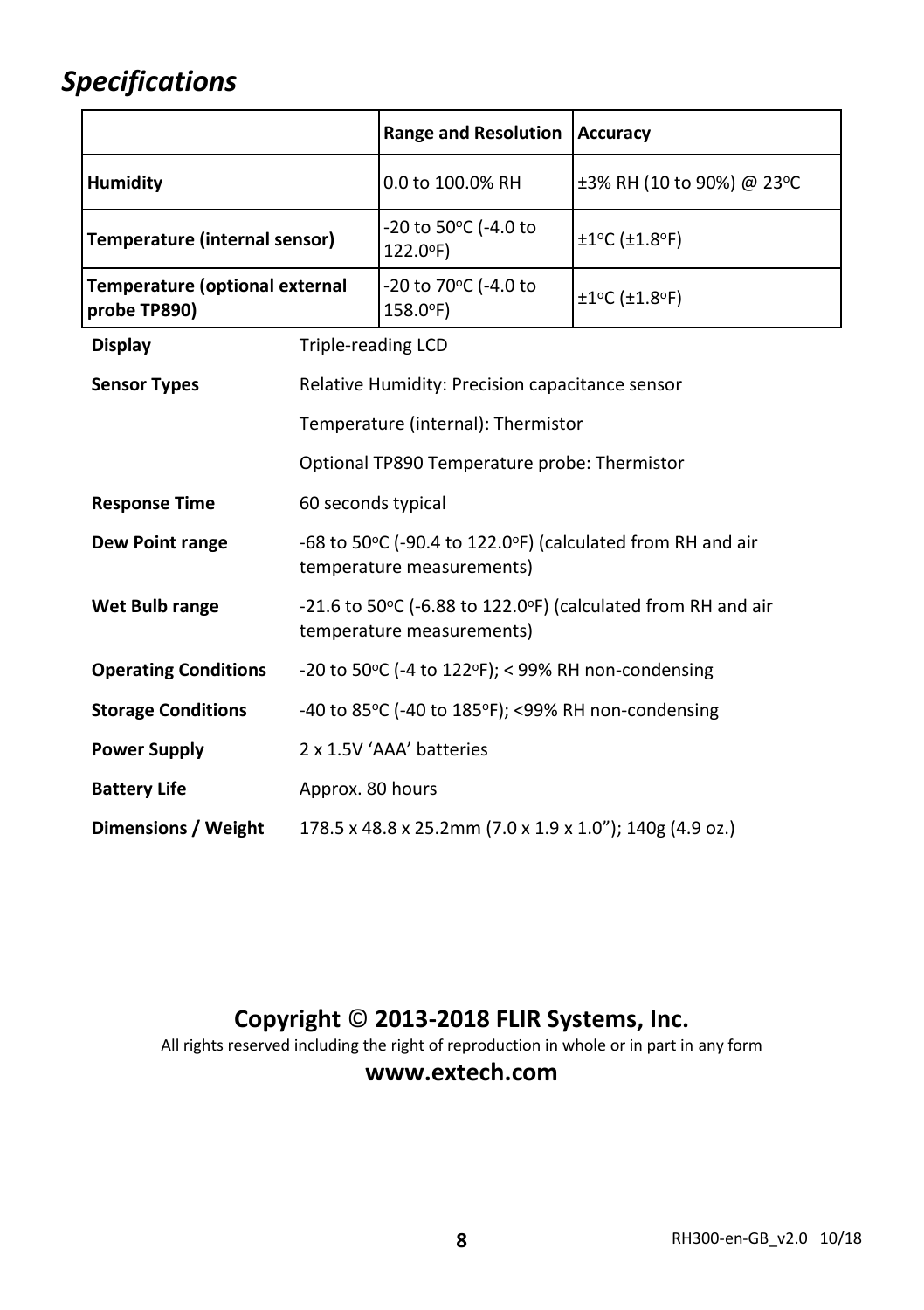## *Specifications*

| | Range and Resolution | Accuracy |
|---|---|---|
| **Humidity** | 0.0 to 100.0% RH | ±3% RH (10 to 90%) @ 23°C |
| **Temperature (internal sensor)** | -20 to 50°C (-4.0 to 122.0°F) | ±1°C (±1.8°F) |
| **Temperature (optional external probe TP890)** | -20 to 70°C (-4.0 to 158.0°F) | ±1°C (±1.8°F) |

| | |
|---|---|
| **Display** | Triple-reading LCD |
| **Sensor Types** | Relative Humidity: Precision capacitance sensor |
| | Temperature (internal): Thermistor |
| | Optional TP890 Temperature probe: Thermistor |
| **Response Time** | 60 seconds typical |
| **Dew Point range** | -68 to 50°C (-90.4 to 122.0°F) (calculated from RH and air temperature measurements) |
| **Wet Bulb range** | -21.6 to 50°C (-6.88 to 122.0°F) (calculated from RH and air temperature measurements) |
| **Operating Conditions** | -20 to 50°C (-4 to 122°F); < 99% RH non-condensing |
| **Storage Conditions** | -40 to 85°C (-40 to 185°F); <99% RH non-condensing |
| **Power Supply** | 2 x 1.5V 'AAA' batteries |
| **Battery Life** | Approx. 80 hours |
| **Dimensions / Weight** | 178.5 x 48.8 x 25.2mm (7.0 x 1.9 x 1.0"); 140g (4.9 oz.) |

**Copyright © 2013-2018 FLIR Systems, Inc.**

All rights reserved including the right of reproduction in whole or in part in any form

**www.extech.com**

RH300-en-GB_v2.0 10/18